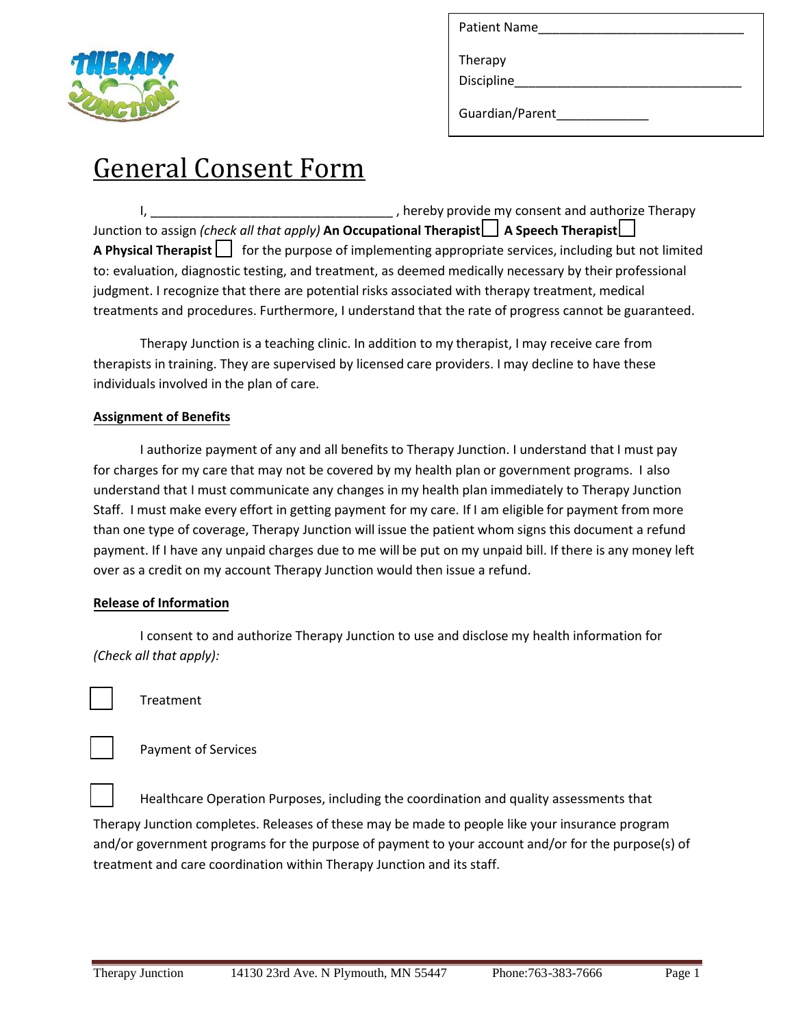Patient Name______________________________

Therapy Discipline________________________________

Guardian/Parent_____________

# General Consent Form

I, __________________________________ , hereby provide my consent and authorize Therapy Junction to assign *(check all that apply)* **An Occupational Therapist** ☐ **A Speech Therapist** ☐ **A Physical Therapist** ☐ for the purpose of implementing appropriate services, including but not limited to: evaluation, diagnostic testing, and treatment, as deemed medically necessary by their professional judgment. I recognize that there are potential risks associated with therapy treatment, medical treatments and procedures. Furthermore, I understand that the rate of progress cannot be guaranteed.

Therapy Junction is a teaching clinic. In addition to my therapist, I may receive care from therapists in training. They are supervised by licensed care providers. I may decline to have these individuals involved in the plan of care.

**Assignment of Benefits**

I authorize payment of any and all benefits to Therapy Junction. I understand that I must pay for charges for my care that may not be covered by my health plan or government programs. I also understand that I must communicate any changes in my health plan immediately to Therapy Junction Staff. I must make every effort in getting payment for my care. If I am eligible for payment from more than one type of coverage, Therapy Junction will issue the patient whom signs this document a refund payment. If I have any unpaid charges due to me will be put on my unpaid bill. If there is any money left over as a credit on my account Therapy Junction would then issue a refund.

**Release of Information**

I consent to and authorize Therapy Junction to use and disclose my health information for *(Check all that apply):*

☐ Treatment

☐ Payment of Services

☐ Healthcare Operation Purposes, including the coordination and quality assessments that Therapy Junction completes. Releases of these may be made to people like your insurance program and/or government programs for the purpose of payment to your account and/or for the purpose(s) of treatment and care coordination within Therapy Junction and its staff.

Therapy Junction 14130 23rd Ave. N Plymouth, MN 55447 Phone:763-383-7666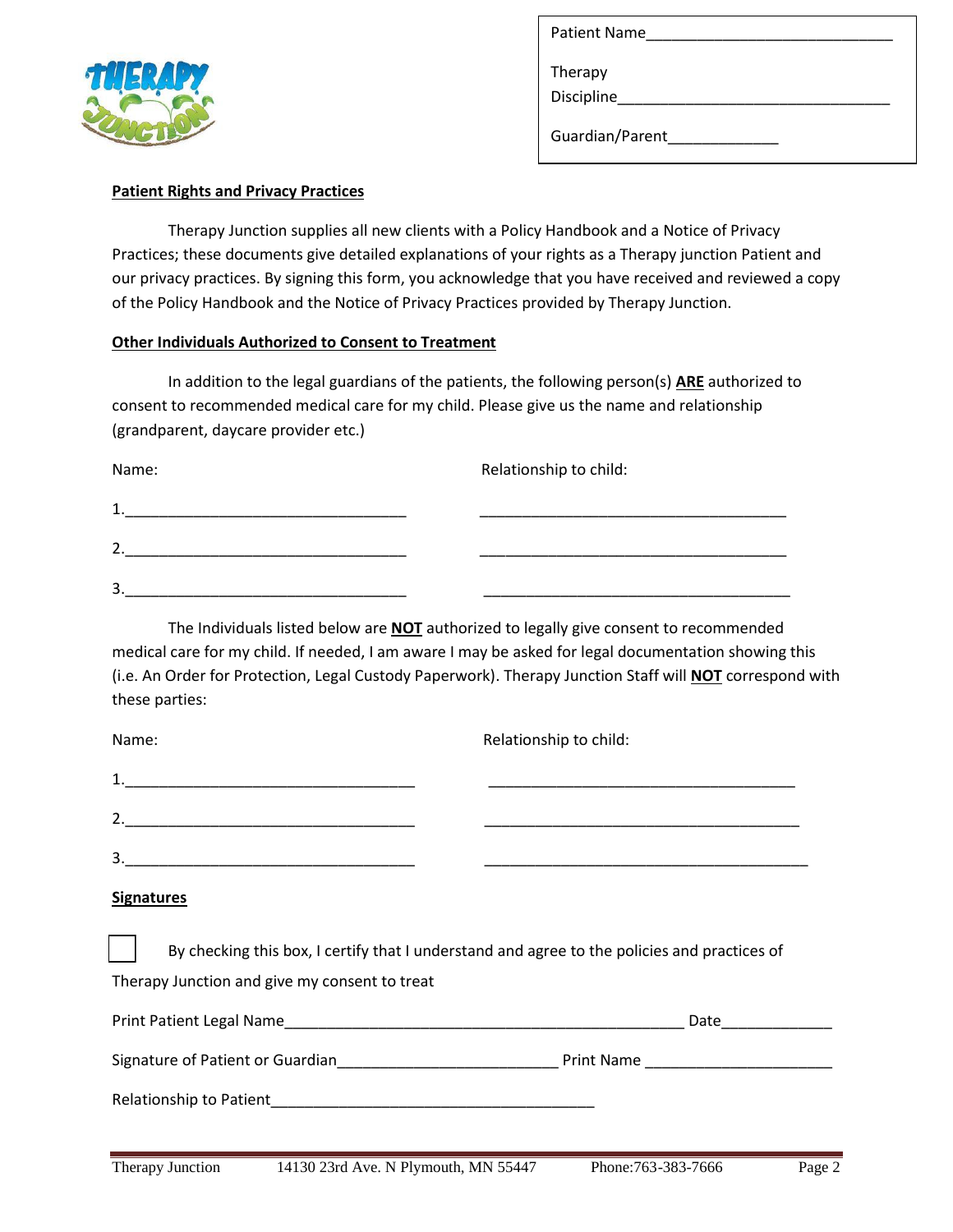Patient Name_____________________________

Therapy Discipline________________________________

Guardian/Parent_____________

**Patient Rights and Privacy Practices**

Therapy Junction supplies all new clients with a Policy Handbook and a Notice of Privacy Practices; these documents give detailed explanations of your rights as a Therapy junction Patient and our privacy practices. By signing this form, you acknowledge that you have received and reviewed a copy of the Policy Handbook and the Notice of Privacy Practices provided by Therapy Junction.

**Other Individuals Authorized to Consent to Treatment**

In addition to the legal guardians of the patients, the following person(s) **ARE** authorized to consent to recommended medical care for my child. Please give us the name and relationship (grandparent, daycare provider etc.)

| Name: | Relationship to child: |
|---|---|
| 1.__________________________________ | _____________________________________ |
| 2.__________________________________ | _____________________________________ |
| 3.__________________________________ | _____________________________________ |

The Individuals listed below are **NOT** authorized to legally give consent to recommended medical care for my child. If needed, I am aware I may be asked for legal documentation showing this (i.e. An Order for Protection, Legal Custody Paperwork). Therapy Junction Staff will **NOT** correspond with these parties:

| Name: | Relationship to child: |
|---|---|
| 1.__________________________________ | _____________________________________ |
| 2.__________________________________ | _____________________________________ |
| 3.__________________________________ | _____________________________________ |

**Signatures**

☐ By checking this box, I certify that I understand and agree to the policies and practices of Therapy Junction and give my consent to treat

Print Patient Legal Name_______________________________________________ Date_____________

Signature of Patient or Guardian__________________________ Print Name _____________________

Relationship to Patient______________________________________

Therapy Junction 14130 23rd Ave. N Plymouth, MN 55447 Phone:763-383-7666